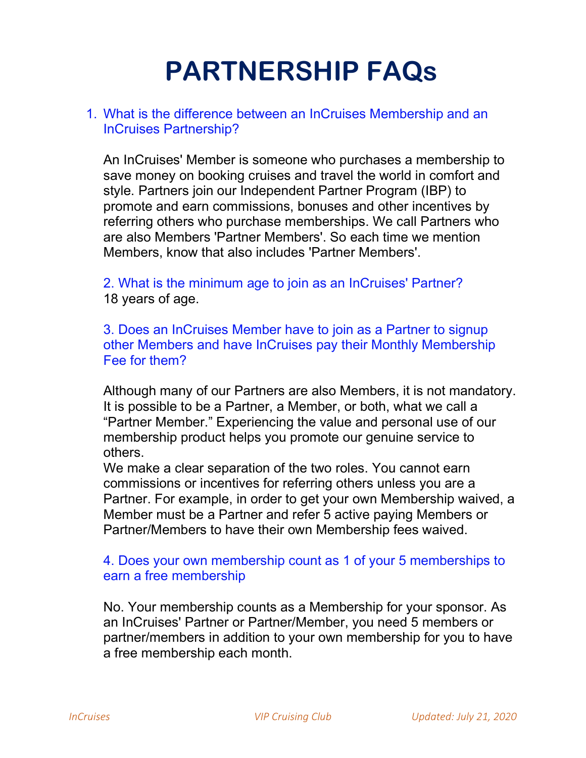# PARTNERSHIP FAQs

1. What is the difference between an InCruises Membership and an InCruises Partnership?

An InCruises' Member is someone who purchases a membership to save money on booking cruises and travel the world in comfort and style. Partners join our Independent Partner Program (IBP) to promote and earn commissions, bonuses and other incentives by referring others who purchase memberships. We call Partners who are also Members 'Partner Members'. So each time we mention Members, know that also includes 'Partner Members'.

2. What is the minimum age to join as an InCruises' Partner?

18 years of age.

3. Does an InCruises Member have to join as a Partner to signup other Members and have InCruises pay their Monthly Membership Fee for them?

Although many of our Partners are also Members, it is not mandatory. It is possible to be a Partner, a Member, or both, what we call a "Partner Member." Experiencing the value and personal use of our membership product helps you promote our genuine service to others.

We make a clear separation of the two roles. You cannot earn commissions or incentives for referring others unless you are a Partner. For example, in order to get your own Membership waived, a Member must be a Partner and refer 5 active paying Members or Partner/Members to have their own Membership fees waived.

4. Does your own membership count as 1 of your 5 memberships to earn a free membership

No. Your membership counts as a Membership for your sponsor. As an InCruises' Partner or Partner/Member, you need 5 members or partner/members in addition to your own membership for you to have a free membership each month.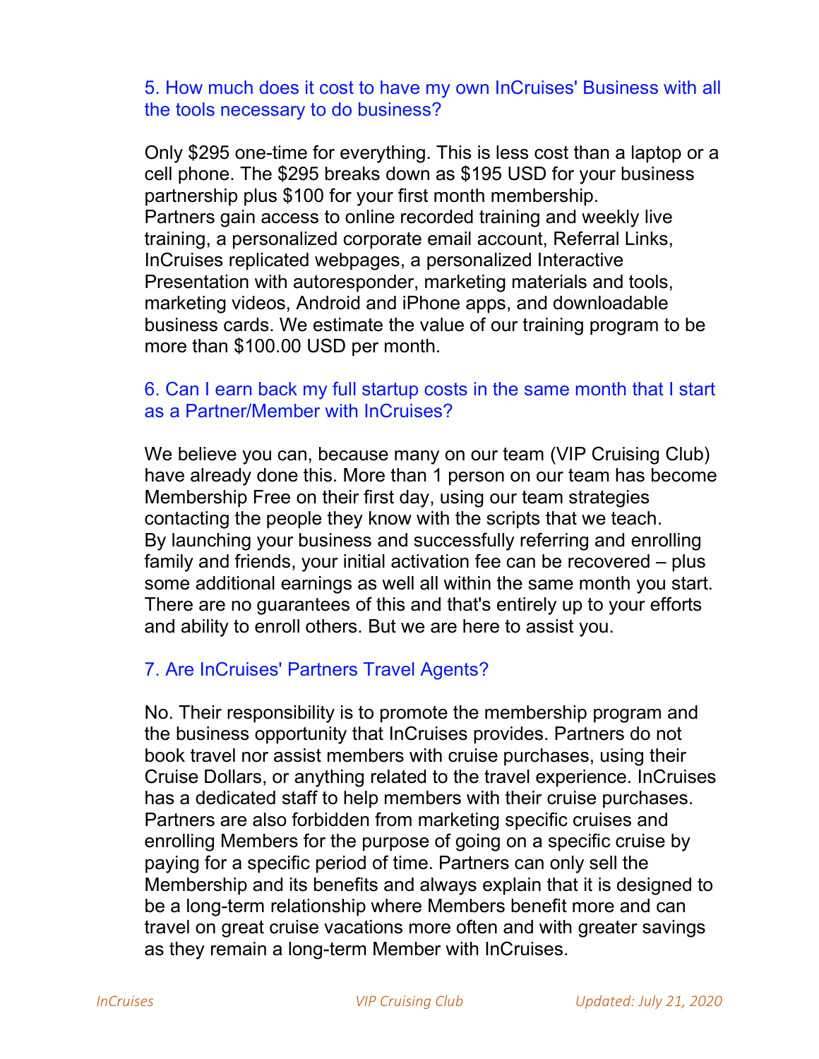### 5. How much does it cost to have my own InCruises' Business with all the tools necessary to do business?

Only $295 one-time for everything. This is less cost than a laptop or a cell phone. The $295 breaks down as $195 USD for your business partnership plus $100 for your first month membership.
Partners gain access to online recorded training and weekly live training, a personalized corporate email account, Referral Links, InCruises replicated webpages, a personalized Interactive Presentation with autoresponder, marketing materials and tools, marketing videos, Android and iPhone apps, and downloadable business cards. We estimate the value of our training program to be more than $100.00 USD per month.

### 6. Can I earn back my full startup costs in the same month that I start as a Partner/Member with InCruises?

We believe you can, because many on our team (VIP Cruising Club) have already done this. More than 1 person on our team has become Membership Free on their first day, using our team strategies contacting the people they know with the scripts that we teach.
By launching your business and successfully referring and enrolling family and friends, your initial activation fee can be recovered – plus some additional earnings as well all within the same month you start. There are no guarantees of this and that's entirely up to your efforts and ability to enroll others. But we are here to assist you.

### 7. Are InCruises' Partners Travel Agents?

No. Their responsibility is to promote the membership program and the business opportunity that InCruises provides. Partners do not book travel nor assist members with cruise purchases, using their Cruise Dollars, or anything related to the travel experience. InCruises has a dedicated staff to help members with their cruise purchases. Partners are also forbidden from marketing specific cruises and enrolling Members for the purpose of going on a specific cruise by paying for a specific period of time. Partners can only sell the Membership and its benefits and always explain that it is designed to be a long-term relationship where Members benefit more and can travel on great cruise vacations more often and with greater savings as they remain a long-term Member with InCruises.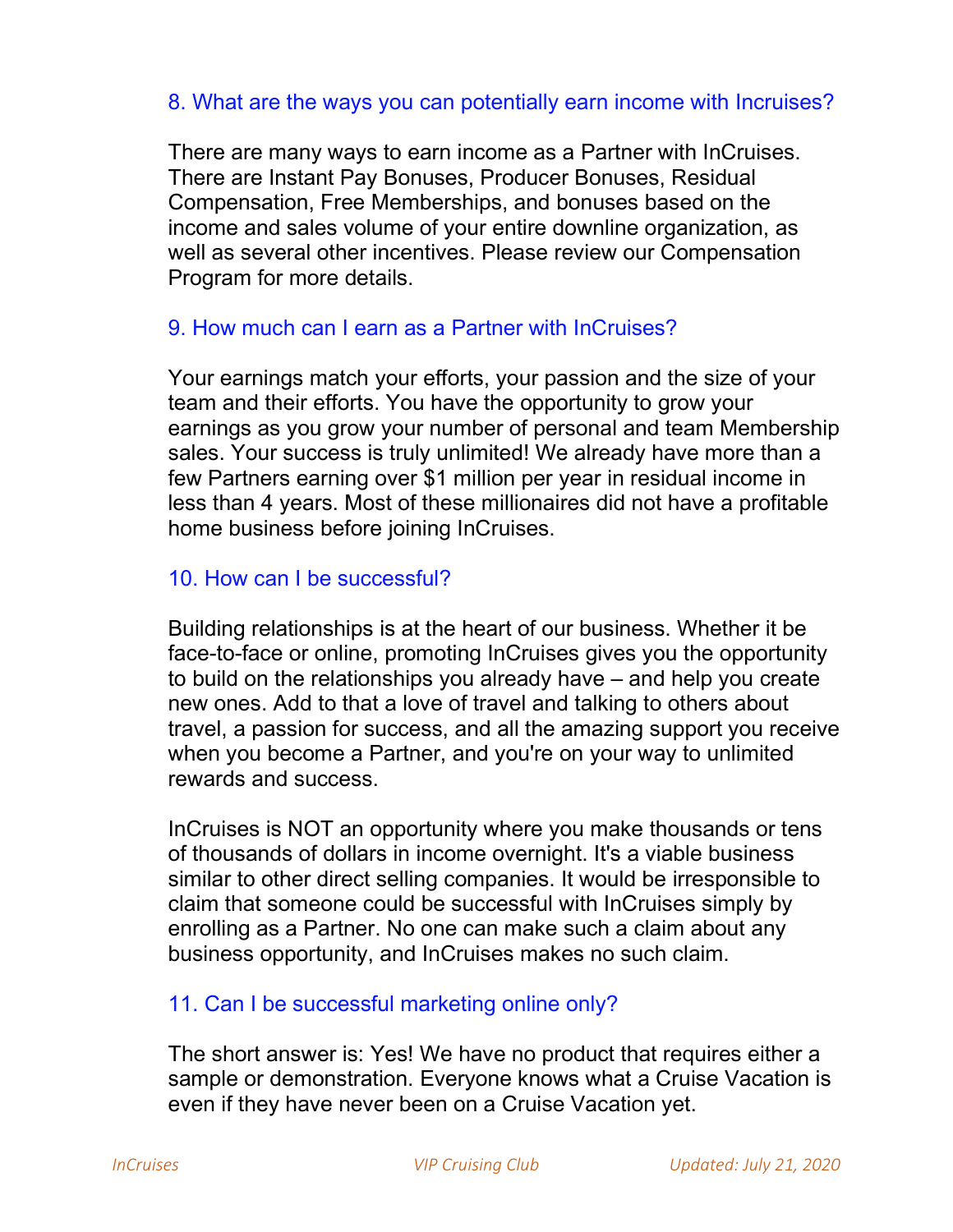### 8. What are the ways you can potentially earn income with Incruises?

There are many ways to earn income as a Partner with InCruises. There are Instant Pay Bonuses, Producer Bonuses, Residual Compensation, Free Memberships, and bonuses based on the income and sales volume of your entire downline organization, as well as several other incentives. Please review our Compensation Program for more details.

### 9. How much can I earn as a Partner with InCruises?

Your earnings match your efforts, your passion and the size of your team and their efforts. You have the opportunity to grow your earnings as you grow your number of personal and team Membership sales. Your success is truly unlimited! We already have more than a few Partners earning over $1 million per year in residual income in less than 4 years. Most of these millionaires did not have a profitable home business before joining InCruises.

### 10. How can I be successful?

Building relationships is at the heart of our business. Whether it be face-to-face or online, promoting InCruises gives you the opportunity to build on the relationships you already have – and help you create new ones. Add to that a love of travel and talking to others about travel, a passion for success, and all the amazing support you receive when you become a Partner, and you're on your way to unlimited rewards and success.

InCruises is NOT an opportunity where you make thousands or tens of thousands of dollars in income overnight. It's a viable business similar to other direct selling companies. It would be irresponsible to claim that someone could be successful with InCruises simply by enrolling as a Partner. No one can make such a claim about any business opportunity, and InCruises makes no such claim.

### 11. Can I be successful marketing online only?

The short answer is: Yes! We have no product that requires either a sample or demonstration. Everyone knows what a Cruise Vacation is even if they have never been on a Cruise Vacation yet.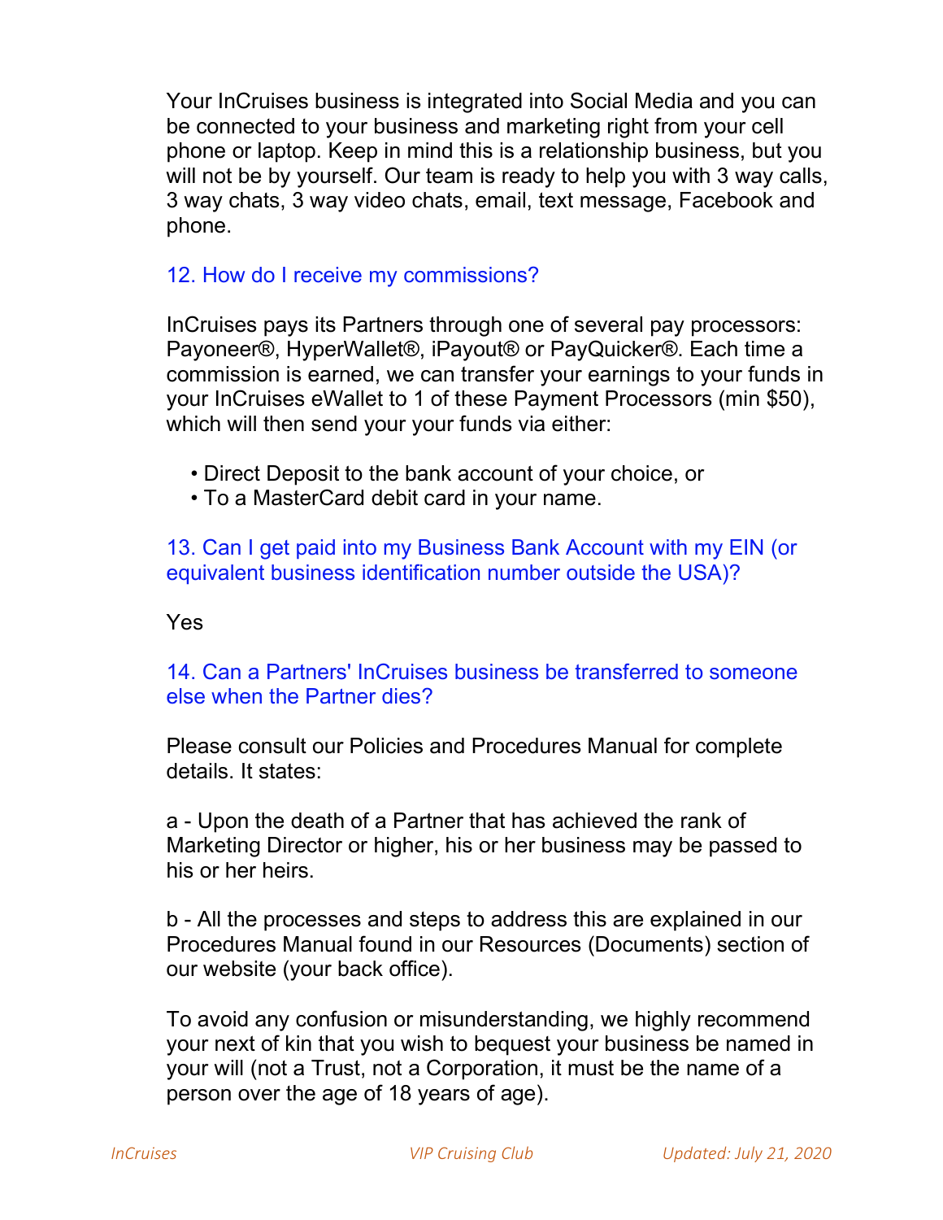Your InCruises business is integrated into Social Media and you can be connected to your business and marketing right from your cell phone or laptop. Keep in mind this is a relationship business, but you will not be by yourself. Our team is ready to help you with 3 way calls, 3 way chats, 3 way video chats, email, text message, Facebook and phone.

## 12. How do I receive my commissions?

InCruises pays its Partners through one of several pay processors: Payoneer®, HyperWallet®, iPayout® or PayQuicker®. Each time a commission is earned, we can transfer your earnings to your funds in your InCruises eWallet to 1 of these Payment Processors (min $50), which will then send your your funds via either:

- Direct Deposit to the bank account of your choice, or
- To a MasterCard debit card in your name.

## 13. Can I get paid into my Business Bank Account with my EIN (or equivalent business identification number outside the USA)?

Yes

## 14. Can a Partners' InCruises business be transferred to someone else when the Partner dies?

Please consult our Policies and Procedures Manual for complete details. It states:

a - Upon the death of a Partner that has achieved the rank of Marketing Director or higher, his or her business may be passed to his or her heirs.

b - All the processes and steps to address this are explained in our Procedures Manual found in our Resources (Documents) section of our website (your back office).

To avoid any confusion or misunderstanding, we highly recommend your next of kin that you wish to bequest your business be named in your will (not a Trust, not a Corporation, it must be the name of a person over the age of 18 years of age).